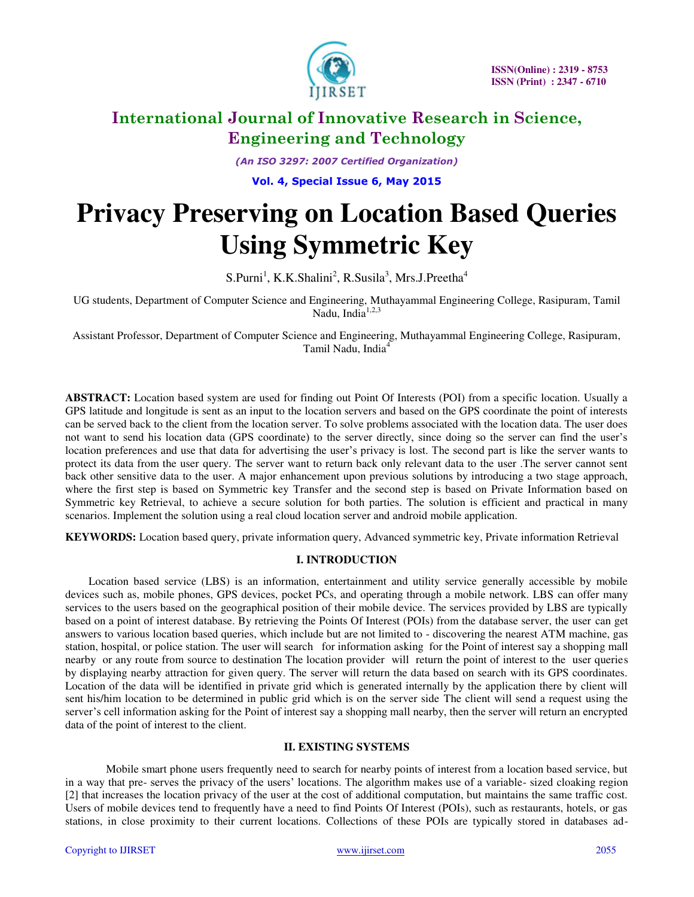# International Journal of Innovative Research in Science, Engineering and Technology

*(An ISO 3297: 2007 Certified Organization)*

**Vol. 4, Special Issue 6, May 2015**

# Privacy Preserving on Location Based Queries Using Symmetric Key

S.Purni[1], K.K.Shalini[2], R.Susila[3], Mrs.J.Preetha[4]

UG students, Department of Computer Science and Engineering, Muthayammal Engineering College, Rasipuram, Tamil Nadu, India[1,2,3]

Assistant Professor, Department of Computer Science and Engineering, Muthayammal Engineering College, Rasipuram, Tamil Nadu, India[4]

**ABSTRACT:** Location based system are used for finding out Point Of Interests (POI) from a specific location. Usually a GPS latitude and longitude is sent as an input to the location servers and based on the GPS coordinate the point of interests can be served back to the client from the location server. To solve problems associated with the location data. The user does not want to send his location data (GPS coordinate) to the server directly, since doing so the server can find the user's location preferences and use that data for advertising the user's privacy is lost. The second part is like the server wants to protect its data from the user query. The server want to return back only relevant data to the user .The server cannot sent back other sensitive data to the user. A major enhancement upon previous solutions by introducing a two stage approach, where the first step is based on Symmetric key Transfer and the second step is based on Private Information based on Symmetric key Retrieval, to achieve a secure solution for both parties. The solution is efficient and practical in many scenarios. Implement the solution using a real cloud location server and android mobile application.

**KEYWORDS:** Location based query, private information query, Advanced symmetric key, Private information Retrieval

## I. INTRODUCTION

Location based service (LBS) is an information, entertainment and utility service generally accessible by mobile devices such as, mobile phones, GPS devices, pocket PCs, and operating through a mobile network. LBS can offer many services to the users based on the geographical position of their mobile device. The services provided by LBS are typically based on a point of interest database. By retrieving the Points Of Interest (POIs) from the database server, the user can get answers to various location based queries, which include but are not limited to - discovering the nearest ATM machine, gas station, hospital, or police station. The user will search for information asking for the Point of interest say a shopping mall nearby or any route from source to destination The location provider will return the point of interest to the user queries by displaying nearby attraction for given query. The server will return the data based on search with its GPS coordinates. Location of the data will be identified in private grid which is generated internally by the application there by client will sent his/him location to be determined in public grid which is on the server side The client will send a request using the server's cell information asking for the Point of interest say a shopping mall nearby, then the server will return an encrypted data of the point of interest to the client.

## II. EXISTING SYSTEMS

Mobile smart phone users frequently need to search for nearby points of interest from a location based service, but in a way that pre- serves the privacy of the users' locations. The algorithm makes use of a variable- sized cloaking region [2] that increases the location privacy of the user at the cost of additional computation, but maintains the same traffic cost. Users of mobile devices tend to frequently have a need to find Points Of Interest (POIs), such as restaurants, hotels, or gas stations, in close proximity to their current locations. Collections of these POIs are typically stored in databases ad-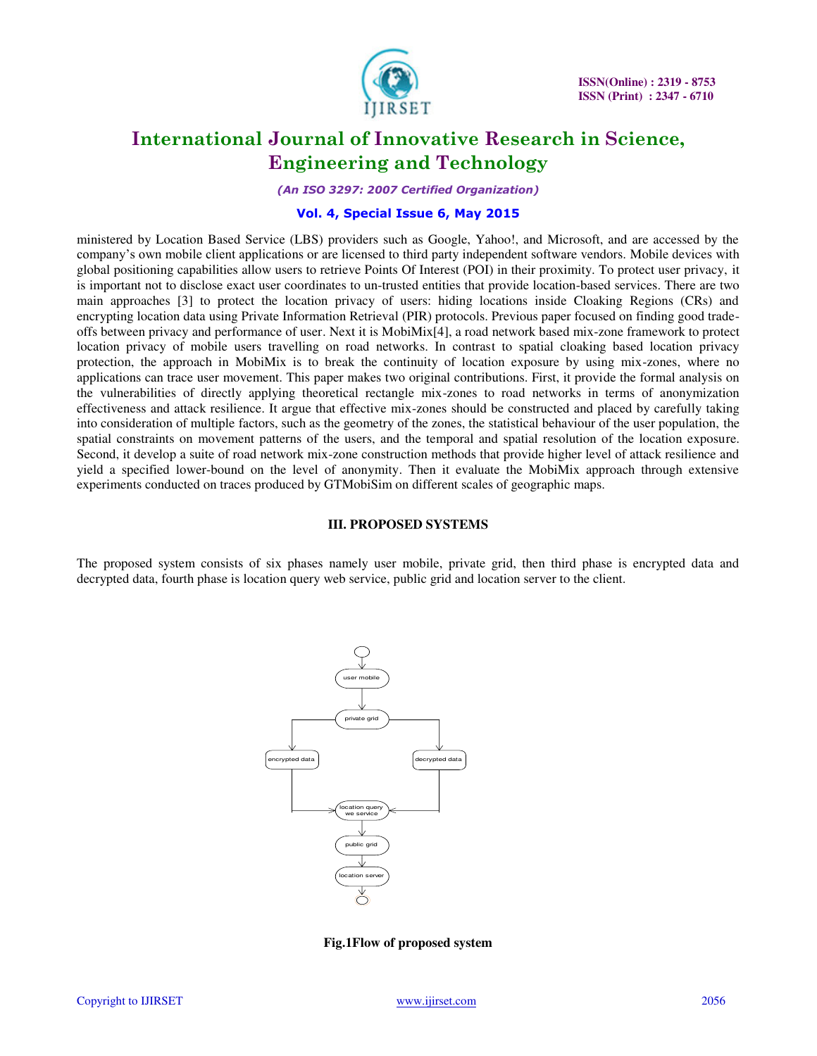ministered by Location Based Service (LBS) providers such as Google, Yahoo!, and Microsoft, and are accessed by the company's own mobile client applications or are licensed to third party independent software vendors. Mobile devices with global positioning capabilities allow users to retrieve Points Of Interest (POI) in their proximity. To protect user privacy, it is important not to disclose exact user coordinates to un-trusted entities that provide location-based services. There are two main approaches [3] to protect the location privacy of users: hiding locations inside Cloaking Regions (CRs) and encrypting location data using Private Information Retrieval (PIR) protocols. Previous paper focused on finding good trade-offs between privacy and performance of user. Next it is MobiMix[4], a road network based mix-zone framework to protect location privacy of mobile users travelling on road networks. In contrast to spatial cloaking based location privacy protection, the approach in MobiMix is to break the continuity of location exposure by using mix-zones, where no applications can trace user movement. This paper makes two original contributions. First, it provide the formal analysis on the vulnerabilities of directly applying theoretical rectangle mix-zones to road networks in terms of anonymization effectiveness and attack resilience. It argue that effective mix-zones should be constructed and placed by carefully taking into consideration of multiple factors, such as the geometry of the zones, the statistical behaviour of the user population, the spatial constraints on movement patterns of the users, and the temporal and spatial resolution of the location exposure. Second, it develop a suite of road network mix-zone construction methods that provide higher level of attack resilience and yield a specified lower-bound on the level of anonymity. Then it evaluate the MobiMix approach through extensive experiments conducted on traces produced by GTMobiSim on different scales of geographic maps.

## III. PROPOSED SYSTEMS

The proposed system consists of six phases namely user mobile, private grid, then third phase is encrypted data and decrypted data, fourth phase is location query web service, public grid and location server to the client.

user mobile → private grid → encrypted data / decrypted data → location query we service → public grid → location server

**Fig.1Flow of proposed system**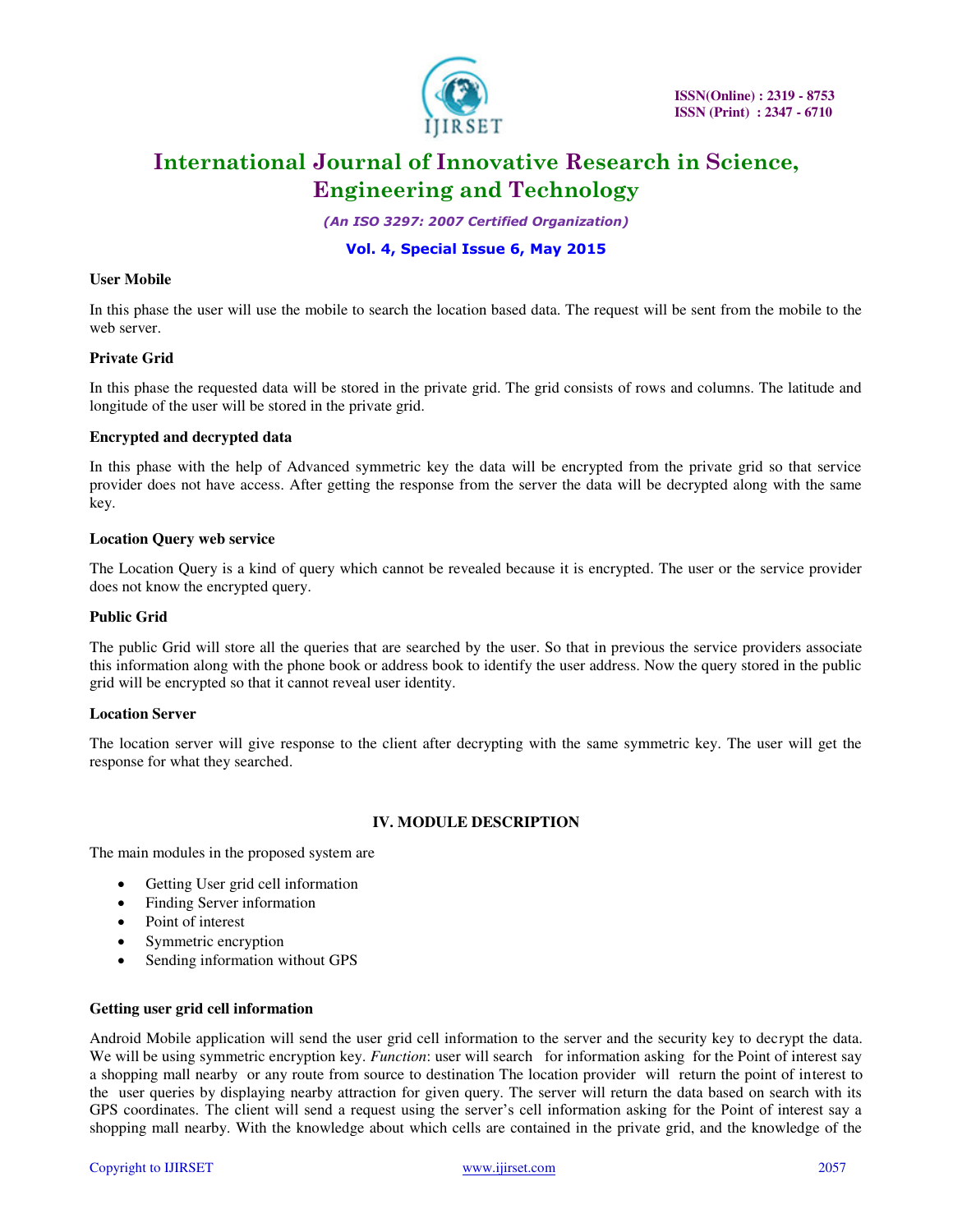**User Mobile**

In this phase the user will use the mobile to search the location based data. The request will be sent from the mobile to the web server.

**Private Grid**

In this phase the requested data will be stored in the private grid. The grid consists of rows and columns. The latitude and longitude of the user will be stored in the private grid.

**Encrypted and decrypted data**

In this phase with the help of Advanced symmetric key the data will be encrypted from the private grid so that service provider does not have access. After getting the response from the server the data will be decrypted along with the same key.

**Location Query web service**

The Location Query is a kind of query which cannot be revealed because it is encrypted. The user or the service provider does not know the encrypted query.

**Public Grid**

The public Grid will store all the queries that are searched by the user. So that in previous the service providers associate this information along with the phone book or address book to identify the user address. Now the query stored in the public grid will be encrypted so that it cannot reveal user identity.

**Location Server**

The location server will give response to the client after decrypting with the same symmetric key. The user will get the response for what they searched.

## IV. MODULE DESCRIPTION

The main modules in the proposed system are

- Getting User grid cell information
- Finding Server information
- Point of interest
- Symmetric encryption
- Sending information without GPS

**Getting user grid cell information**

Android Mobile application will send the user grid cell information to the server and the security key to decrypt the data. We will be using symmetric encryption key. *Function*: user will search for information asking for the Point of interest say a shopping mall nearby or any route from source to destination The location provider will return the point of interest to the user queries by displaying nearby attraction for given query. The server will return the data based on search with its GPS coordinates. The client will send a request using the server's cell information asking for the Point of interest say a shopping mall nearby. With the knowledge about which cells are contained in the private grid, and the knowledge of the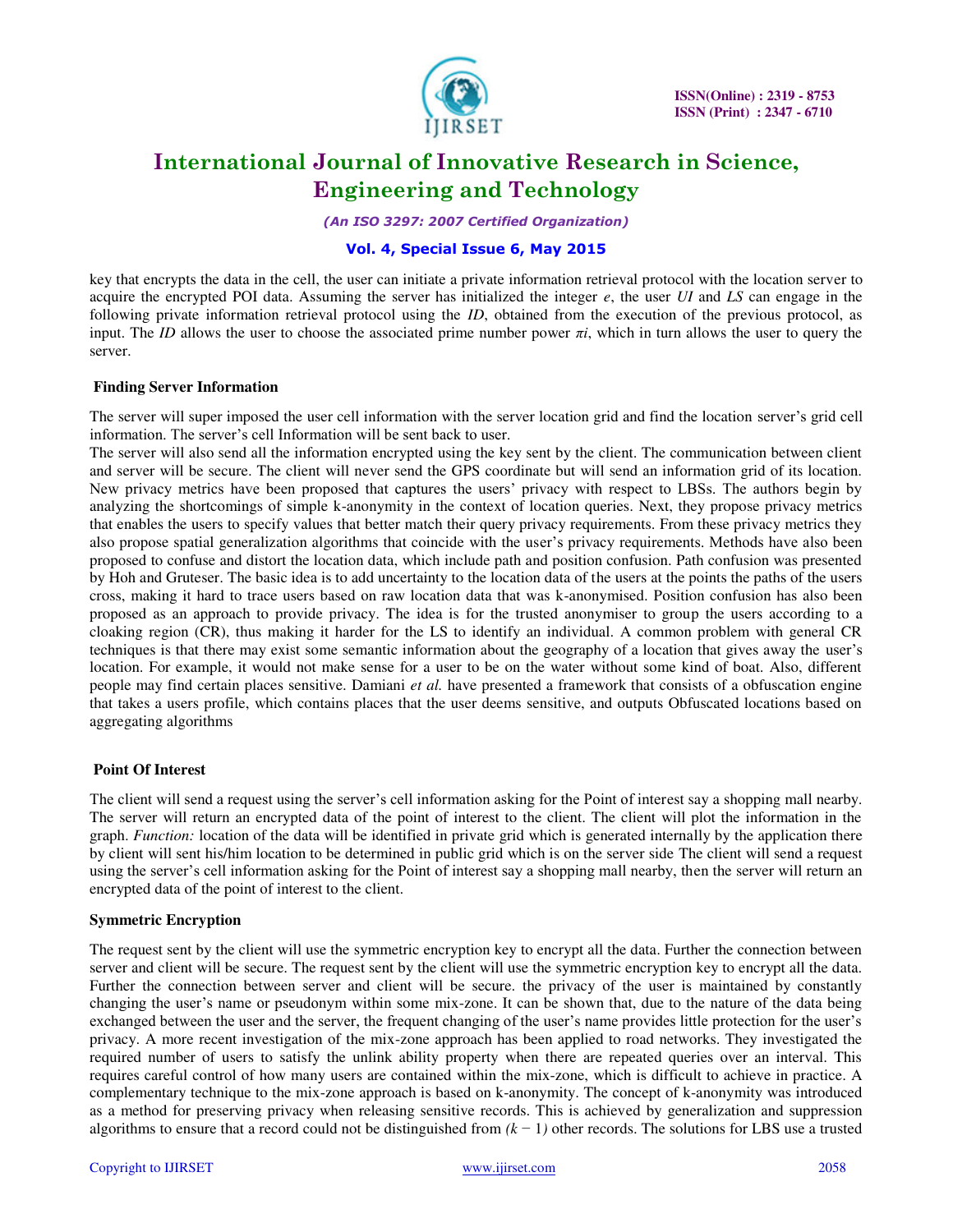key that encrypts the data in the cell, the user can initiate a private information retrieval protocol with the location server to acquire the encrypted POI data. Assuming the server has initialized the integer $e$, the user $UI$ and $LS$ can engage in the following private information retrieval protocol using the $ID$, obtained from the execution of the previous protocol, as input. The $ID$ allows the user to choose the associated prime number power $\pi i$, which in turn allows the user to query the server.

**Finding Server Information**

The server will super imposed the user cell information with the server location grid and find the location server's grid cell information. The server's cell Information will be sent back to user.
The server will also send all the information encrypted using the key sent by the client. The communication between client and server will be secure. The client will never send the GPS coordinate but will send an information grid of its location. New privacy metrics have been proposed that captures the users' privacy with respect to LBSs. The authors begin by analyzing the shortcomings of simple k-anonymity in the context of location queries. Next, they propose privacy metrics that enables the users to specify values that better match their query privacy requirements. From these privacy metrics they also propose spatial generalization algorithms that coincide with the user's privacy requirements. Methods have also been proposed to confuse and distort the location data, which include path and position confusion. Path confusion was presented by Hoh and Gruteser. The basic idea is to add uncertainty to the location data of the users at the points the paths of the users cross, making it hard to trace users based on raw location data that was k-anonymised. Position confusion has also been proposed as an approach to provide privacy. The idea is for the trusted anonymiser to group the users according to a cloaking region (CR), thus making it harder for the LS to identify an individual. A common problem with general CR techniques is that there may exist some semantic information about the geography of a location that gives away the user's location. For example, it would not make sense for a user to be on the water without some kind of boat. Also, different people may find certain places sensitive. Damiani *et al.* have presented a framework that consists of a obfuscation engine that takes a users profile, which contains places that the user deems sensitive, and outputs Obfuscated locations based on aggregating algorithms

**Point Of Interest**

The client will send a request using the server's cell information asking for the Point of interest say a shopping mall nearby. The server will return an encrypted data of the point of interest to the client. The client will plot the information in the graph. *Function:* location of the data will be identified in private grid which is generated internally by the application there by client will sent his/him location to be determined in public grid which is on the server side The client will send a request using the server's cell information asking for the Point of interest say a shopping mall nearby, then the server will return an encrypted data of the point of interest to the client.

**Symmetric Encryption**

The request sent by the client will use the symmetric encryption key to encrypt all the data. Further the connection between server and client will be secure. The request sent by the client will use the symmetric encryption key to encrypt all the data. Further the connection between server and client will be secure. the privacy of the user is maintained by constantly changing the user's name or pseudonym within some mix-zone. It can be shown that, due to the nature of the data being exchanged between the user and the server, the frequent changing of the user's name provides little protection for the user's privacy. A more recent investigation of the mix-zone approach has been applied to road networks. They investigated the required number of users to satisfy the unlink ability property when there are repeated queries over an interval. This requires careful control of how many users are contained within the mix-zone, which is difficult to achieve in practice. A complementary technique to the mix-zone approach is based on k-anonymity. The concept of k-anonymity was introduced as a method for preserving privacy when releasing sensitive records. This is achieved by generalization and suppression algorithms to ensure that a record could not be distinguished from $(k - 1)$ other records. The solutions for LBS use a trusted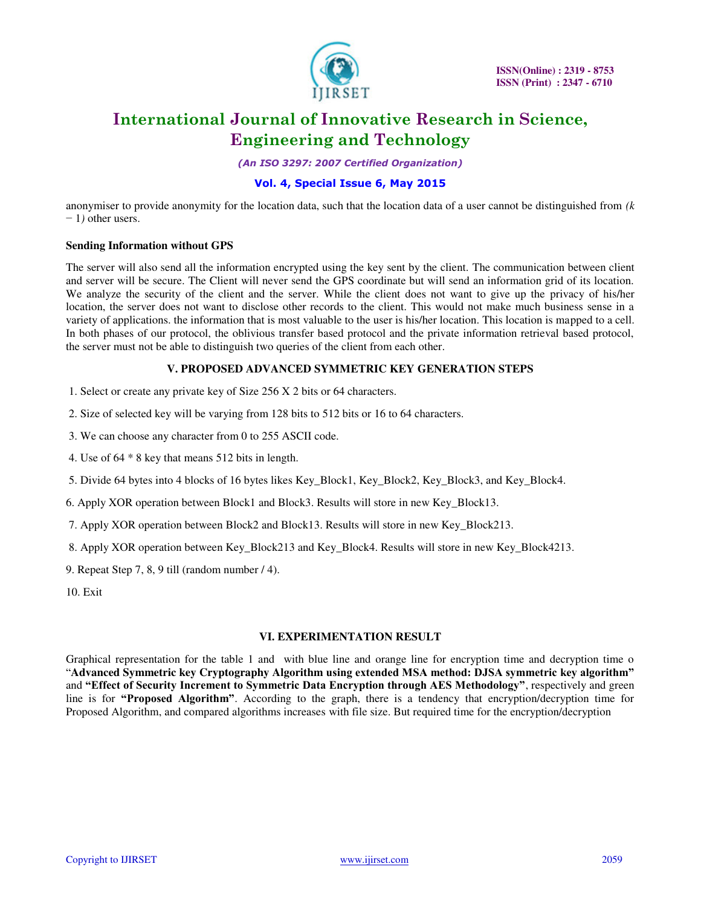anonymiser to provide anonymity for the location data, such that the location data of a user cannot be distinguished from *(k − 1)* other users.

**Sending Information without GPS**

The server will also send all the information encrypted using the key sent by the client. The communication between client and server will be secure. The Client will never send the GPS coordinate but will send an information grid of its location. We analyze the security of the client and the server. While the client does not want to give up the privacy of his/her location, the server does not want to disclose other records to the client. This would not make much business sense in a variety of applications. the information that is most valuable to the user is his/her location. This location is mapped to a cell. In both phases of our protocol, the oblivious transfer based protocol and the private information retrieval based protocol, the server must not be able to distinguish two queries of the client from each other.

## V. PROPOSED ADVANCED SYMMETRIC KEY GENERATION STEPS

1. Select or create any private key of Size 256 X 2 bits or 64 characters.
2. Size of selected key will be varying from 128 bits to 512 bits or 16 to 64 characters.
3. We can choose any character from 0 to 255 ASCII code.
4. Use of 64 * 8 key that means 512 bits in length.
5. Divide 64 bytes into 4 blocks of 16 bytes likes Key_Block1, Key_Block2, Key_Block3, and Key_Block4.
6. Apply XOR operation between Block1 and Block3. Results will store in new Key_Block13.
7. Apply XOR operation between Block2 and Block13. Results will store in new Key_Block213.
8. Apply XOR operation between Key_Block213 and Key_Block4. Results will store in new Key_Block4213.
9. Repeat Step 7, 8, 9 till (random number / 4).
10. Exit

## VI. EXPERIMENTATION RESULT

Graphical representation for the table 1 and with blue line and orange line for encryption time and decryption time o "**Advanced Symmetric key Cryptography Algorithm using extended MSA method: DJSA symmetric key algorithm"** and **"Effect of Security Increment to Symmetric Data Encryption through AES Methodology"**, respectively and green line is for **"Proposed Algorithm"**. According to the graph, there is a tendency that encryption/decryption time for Proposed Algorithm, and compared algorithms increases with file size. But required time for the encryption/decryption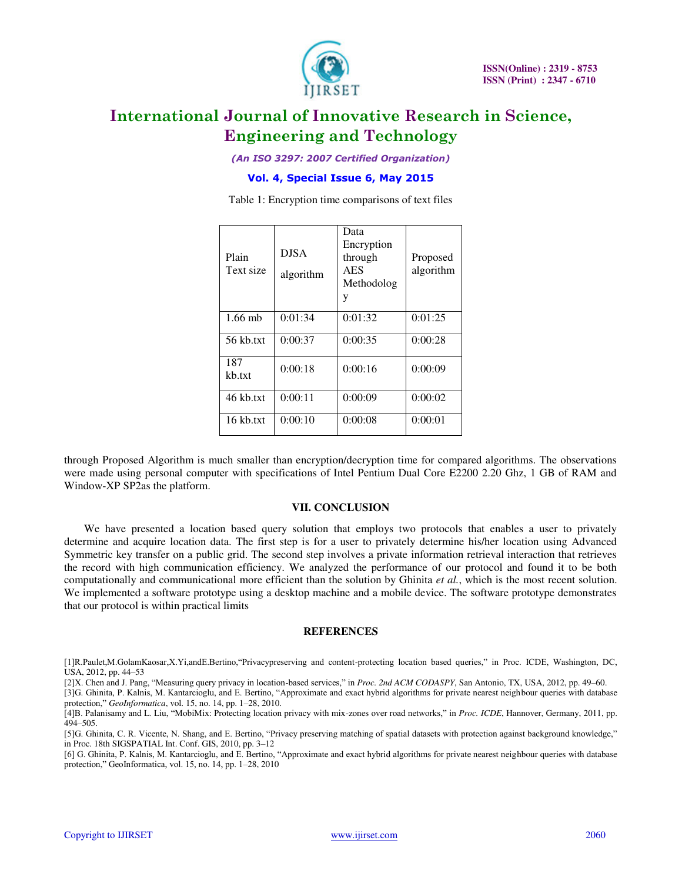Table 1: Encryption time comparisons of text files

| Plain Text size | DJSA algorithm | Data Encryption through AES Methodology | Proposed algorithm |
|---|---|---|---|
| 1.66 mb | 0:01:34 | 0:01:32 | 0:01:25 |
| 56 kb.txt | 0:00:37 | 0:00:35 | 0:00:28 |
| 187 kb.txt | 0:00:18 | 0:00:16 | 0:00:09 |
| 46 kb.txt | 0:00:11 | 0:00:09 | 0:00:02 |
| 16 kb.txt | 0:00:10 | 0:00:08 | 0:00:01 |

through Proposed Algorithm is much smaller than encryption/decryption time for compared algorithms. The observations were made using personal computer with specifications of Intel Pentium Dual Core E2200 2.20 Ghz, 1 GB of RAM and Window-XP SP2as the platform.

## VII. CONCLUSION

We have presented a location based query solution that employs two protocols that enables a user to privately determine and acquire location data. The first step is for a user to privately determine his/her location using Advanced Symmetric key transfer on a public grid. The second step involves a private information retrieval interaction that retrieves the record with high communication efficiency. We analyzed the performance of our protocol and found it to be both computationally and communicational more efficient than the solution by Ghinita *et al.*, which is the most recent solution. We implemented a software prototype using a desktop machine and a mobile device. The software prototype demonstrates that our protocol is within practical limits

## REFERENCES

[1]R.Paulet,M.GolamKaosar,X.Yi,andE.Bertino,"Privacypreserving and content-protecting location based queries," in Proc. ICDE, Washington, DC, USA, 2012, pp. 44–53

[2]X. Chen and J. Pang, "Measuring query privacy in location-based services," in *Proc. 2nd ACM CODASPY*, San Antonio, TX, USA, 2012, pp. 49–60.

[3]G. Ghinita, P. Kalnis, M. Kantarcioglu, and E. Bertino, "Approximate and exact hybrid algorithms for private nearest neighbour queries with database protection," *GeoInformatica*, vol. 15, no. 14, pp. 1–28, 2010.

[4]B. Palanisamy and L. Liu, "MobiMix: Protecting location privacy with mix-zones over road networks," in *Proc. ICDE*, Hannover, Germany, 2011, pp. 494–505.

[5]G. Ghinita, C. R. Vicente, N. Shang, and E. Bertino, "Privacy preserving matching of spatial datasets with protection against background knowledge," in Proc. 18th SIGSPATIAL Int. Conf. GIS, 2010, pp. 3–12

[6] G. Ghinita, P. Kalnis, M. Kantarcioglu, and E. Bertino, "Approximate and exact hybrid algorithms for private nearest neighbour queries with database protection," GeoInformatica, vol. 15, no. 14, pp. 1–28, 2010